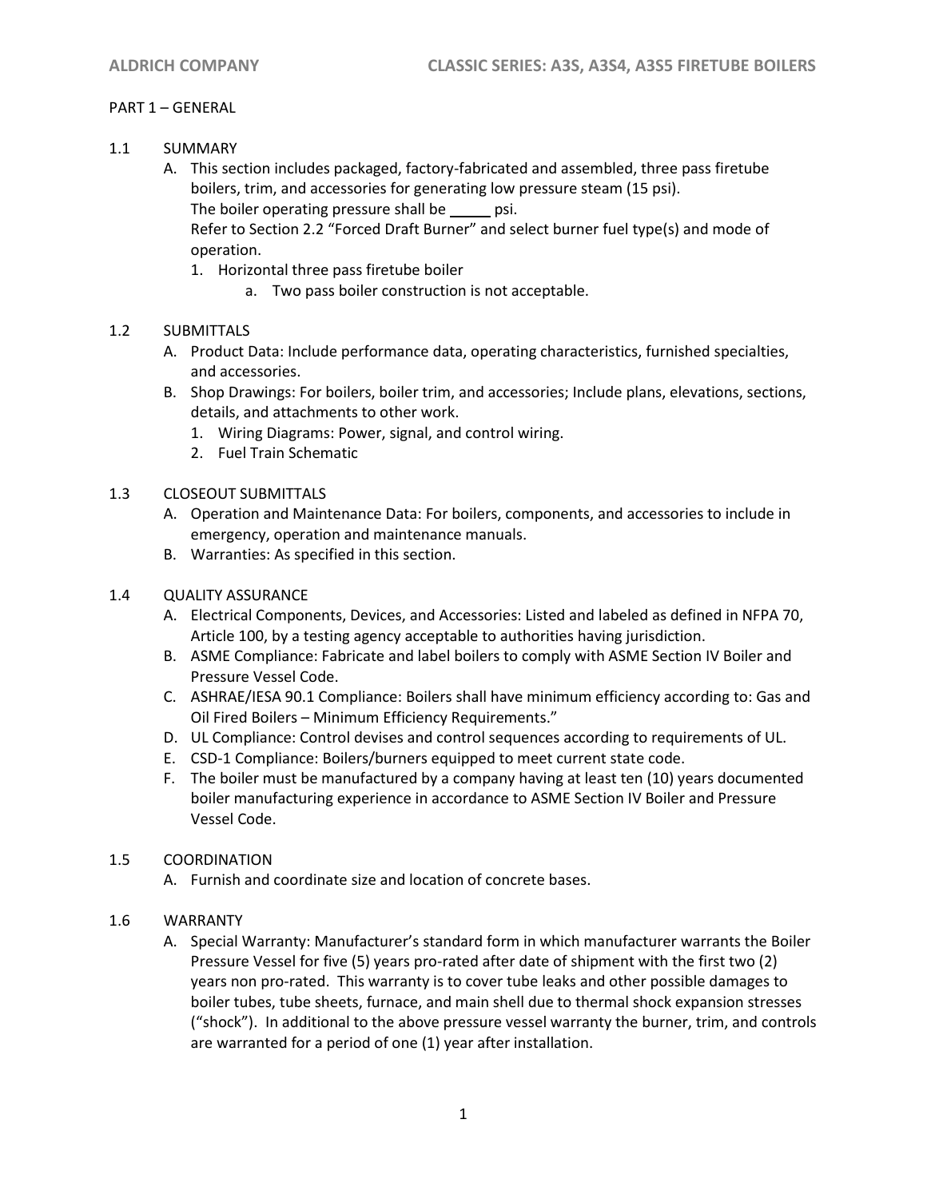PART 1 – GENERAL

1.1 SUMMARY

A. This section includes packaged, factory-fabricated and assembled, three pass firetube boilers, trim, and accessories for generating low pressure steam (15 psi).
   The boiler operating pressure shall be _____ psi.
   Refer to Section 2.2 "Forced Draft Burner" and select burner fuel type(s) and mode of operation.
   1. Horizontal three pass firetube boiler
      a. Two pass boiler construction is not acceptable.

1.2 SUBMITTALS

A. Product Data: Include performance data, operating characteristics, furnished specialties, and accessories.
B. Shop Drawings: For boilers, boiler trim, and accessories; Include plans, elevations, sections, details, and attachments to other work.
   1. Wiring Diagrams: Power, signal, and control wiring.
   2. Fuel Train Schematic

1.3 CLOSEOUT SUBMITTALS

A. Operation and Maintenance Data: For boilers, components, and accessories to include in emergency, operation and maintenance manuals.
B. Warranties: As specified in this section.

1.4 QUALITY ASSURANCE

A. Electrical Components, Devices, and Accessories: Listed and labeled as defined in NFPA 70, Article 100, by a testing agency acceptable to authorities having jurisdiction.
B. ASME Compliance: Fabricate and label boilers to comply with ASME Section IV Boiler and Pressure Vessel Code.
C. ASHRAE/IESA 90.1 Compliance: Boilers shall have minimum efficiency according to: Gas and Oil Fired Boilers – Minimum Efficiency Requirements."
D. UL Compliance: Control devises and control sequences according to requirements of UL.
E. CSD-1 Compliance: Boilers/burners equipped to meet current state code.
F. The boiler must be manufactured by a company having at least ten (10) years documented boiler manufacturing experience in accordance to ASME Section IV Boiler and Pressure Vessel Code.

1.5 COORDINATION

A. Furnish and coordinate size and location of concrete bases.

1.6 WARRANTY

A. Special Warranty: Manufacturer's standard form in which manufacturer warrants the Boiler Pressure Vessel for five (5) years pro-rated after date of shipment with the first two (2) years non pro-rated. This warranty is to cover tube leaks and other possible damages to boiler tubes, tube sheets, furnace, and main shell due to thermal shock expansion stresses ("shock"). In additional to the above pressure vessel warranty the burner, trim, and controls are warranted for a period of one (1) year after installation.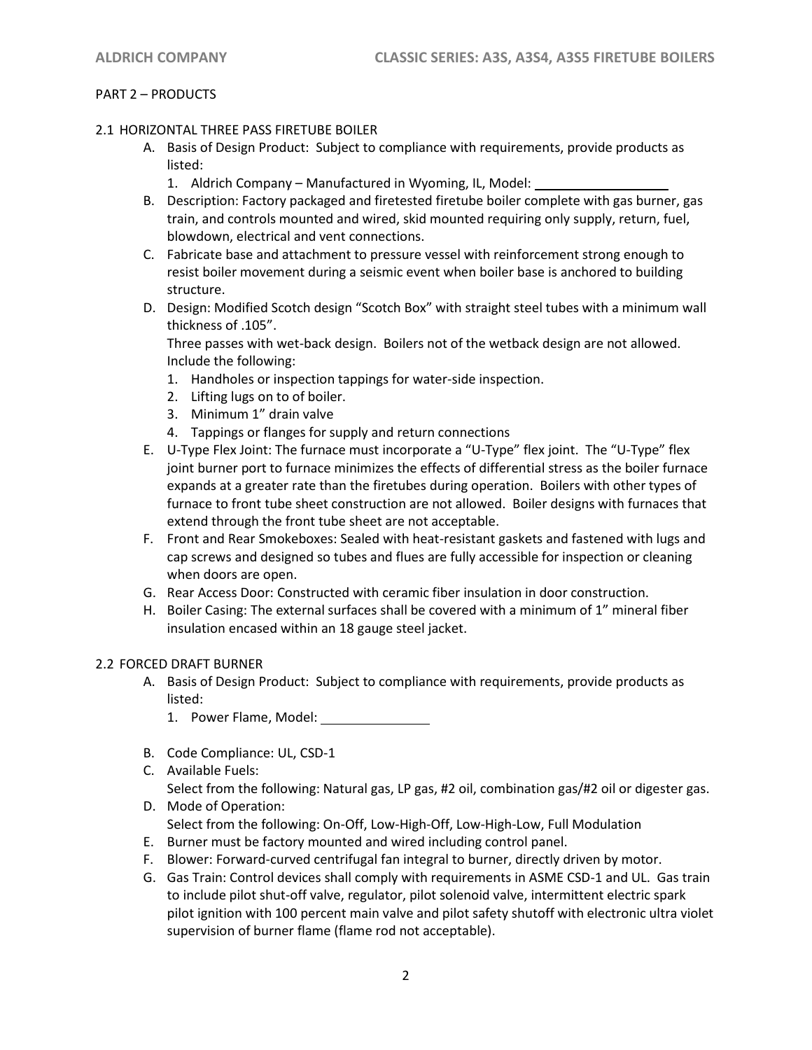PART 2 – PRODUCTS

2.1 HORIZONTAL THREE PASS FIRETUBE BOILER

A. Basis of Design Product: Subject to compliance with requirements, provide products as listed:
   1. Aldrich Company – Manufactured in Wyoming, IL, Model: ___________________
B. Description: Factory packaged and firetested firetube boiler complete with gas burner, gas train, and controls mounted and wired, skid mounted requiring only supply, return, fuel, blowdown, electrical and vent connections.
C. Fabricate base and attachment to pressure vessel with reinforcement strong enough to resist boiler movement during a seismic event when boiler base is anchored to building structure.
D. Design: Modified Scotch design "Scotch Box" with straight steel tubes with a minimum wall thickness of .105".
   Three passes with wet-back design. Boilers not of the wetback design are not allowed. Include the following:
   1. Handholes or inspection tappings for water-side inspection.
   2. Lifting lugs on to of boiler.
   3. Minimum 1" drain valve
   4. Tappings or flanges for supply and return connections
E. U-Type Flex Joint: The furnace must incorporate a "U-Type" flex joint. The "U-Type" flex joint burner port to furnace minimizes the effects of differential stress as the boiler furnace expands at a greater rate than the firetubes during operation. Boilers with other types of furnace to front tube sheet construction are not allowed. Boiler designs with furnaces that extend through the front tube sheet are not acceptable.
F. Front and Rear Smokeboxes: Sealed with heat-resistant gaskets and fastened with lugs and cap screws and designed so tubes and flues are fully accessible for inspection or cleaning when doors are open.
G. Rear Access Door: Constructed with ceramic fiber insulation in door construction.
H. Boiler Casing: The external surfaces shall be covered with a minimum of 1" mineral fiber insulation encased within an 18 gauge steel jacket.

2.2 FORCED DRAFT BURNER

A. Basis of Design Product: Subject to compliance with requirements, provide products as listed:
   1. Power Flame, Model: _______________
B. Code Compliance: UL, CSD-1
C. Available Fuels:
   Select from the following: Natural gas, LP gas, #2 oil, combination gas/#2 oil or digester gas.
D. Mode of Operation:
   Select from the following: On-Off, Low-High-Off, Low-High-Low, Full Modulation
E. Burner must be factory mounted and wired including control panel.
F. Blower: Forward-curved centrifugal fan integral to burner, directly driven by motor.
G. Gas Train: Control devices shall comply with requirements in ASME CSD-1 and UL. Gas train to include pilot shut-off valve, regulator, pilot solenoid valve, intermittent electric spark pilot ignition with 100 percent main valve and pilot safety shutoff with electronic ultra violet supervision of burner flame (flame rod not acceptable).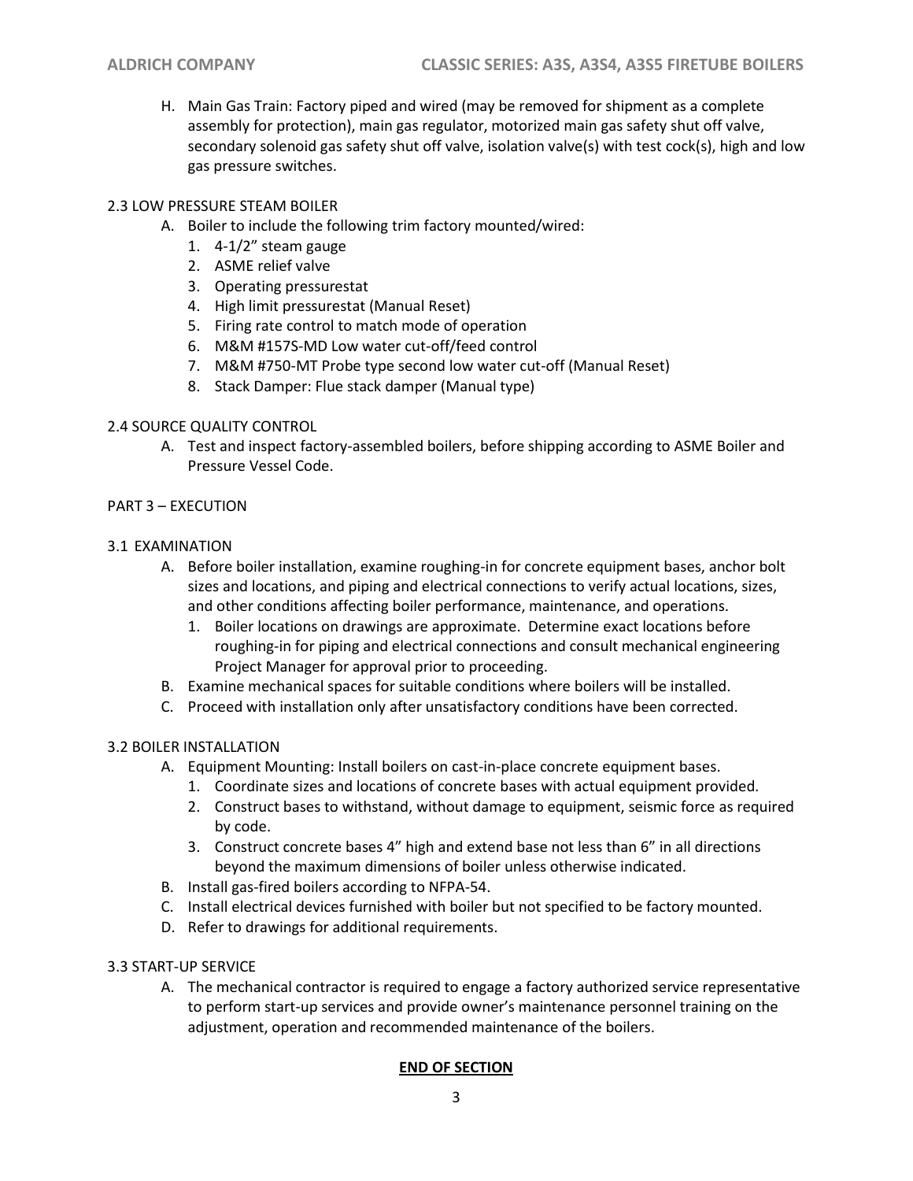H. Main Gas Train: Factory piped and wired (may be removed for shipment as a complete assembly for protection), main gas regulator, motorized main gas safety shut off valve, secondary solenoid gas safety shut off valve, isolation valve(s) with test cock(s), high and low gas pressure switches.

2.3 LOW PRESSURE STEAM BOILER

A. Boiler to include the following trim factory mounted/wired:
   1. 4-1/2” steam gauge
   2. ASME relief valve
   3. Operating pressurestat
   4. High limit pressurestat (Manual Reset)
   5. Firing rate control to match mode of operation
   6. M&M #157S-MD Low water cut-off/feed control
   7. M&M #750-MT Probe type second low water cut-off (Manual Reset)
   8. Stack Damper: Flue stack damper (Manual type)

2.4 SOURCE QUALITY CONTROL

A. Test and inspect factory-assembled boilers, before shipping according to ASME Boiler and Pressure Vessel Code.

PART 3 – EXECUTION

3.1 EXAMINATION

A. Before boiler installation, examine roughing-in for concrete equipment bases, anchor bolt sizes and locations, and piping and electrical connections to verify actual locations, sizes, and other conditions affecting boiler performance, maintenance, and operations.
   1. Boiler locations on drawings are approximate. Determine exact locations before roughing-in for piping and electrical connections and consult mechanical engineering Project Manager for approval prior to proceeding.
B. Examine mechanical spaces for suitable conditions where boilers will be installed.
C. Proceed with installation only after unsatisfactory conditions have been corrected.

3.2 BOILER INSTALLATION

A. Equipment Mounting: Install boilers on cast-in-place concrete equipment bases.
   1. Coordinate sizes and locations of concrete bases with actual equipment provided.
   2. Construct bases to withstand, without damage to equipment, seismic force as required by code.
   3. Construct concrete bases 4” high and extend base not less than 6” in all directions beyond the maximum dimensions of boiler unless otherwise indicated.
B. Install gas-fired boilers according to NFPA-54.
C. Install electrical devices furnished with boiler but not specified to be factory mounted.
D. Refer to drawings for additional requirements.

3.3 START-UP SERVICE

A. The mechanical contractor is required to engage a factory authorized service representative to perform start-up services and provide owner’s maintenance personnel training on the adjustment, operation and recommended maintenance of the boilers.

**END OF SECTION**